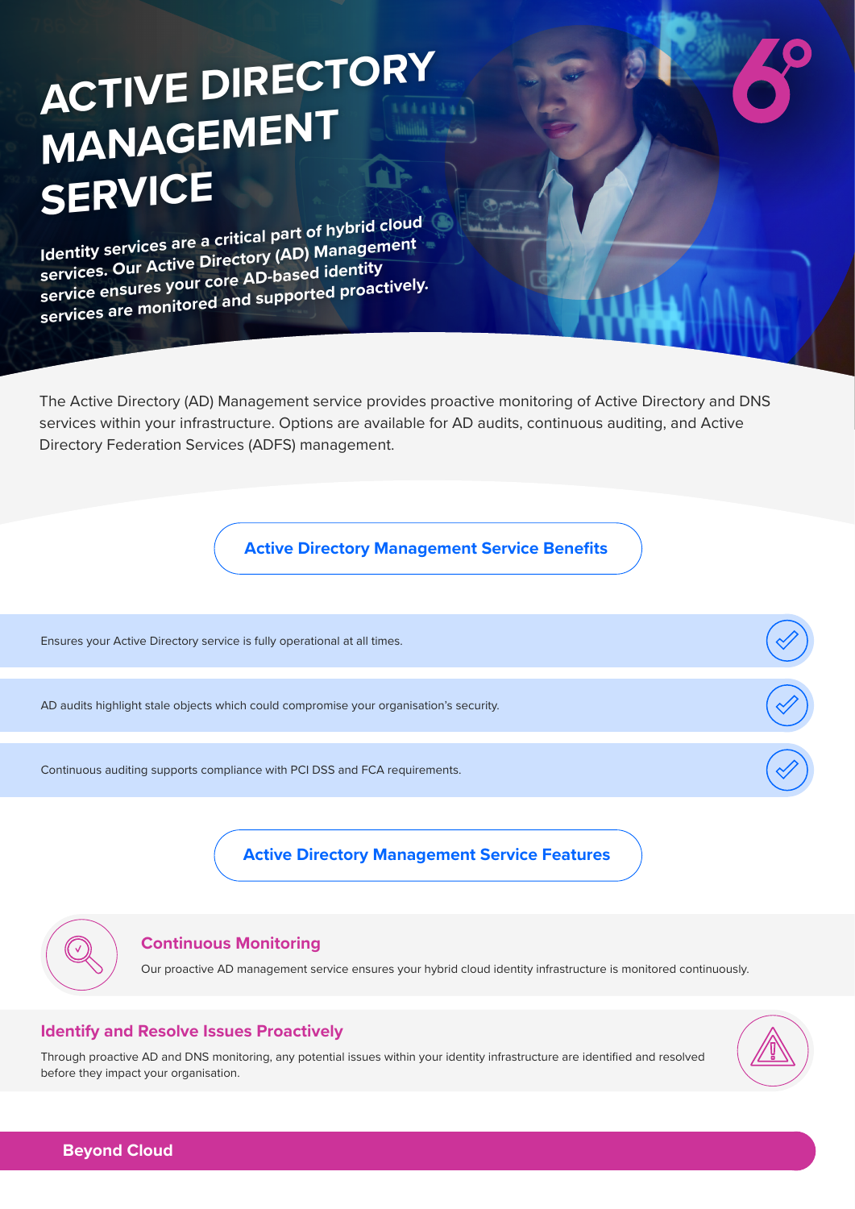# ACTIVE DIRECTORY MANAGEMENT SERVICE

**Identity services are a critical part of hybrid cloud services. Our Active Directory (AD) Management service ensures your core AD-based identity services are monitored and supported proactively.**

The Active Directory (AD) Management service provides proactive monitoring of Active Directory and DNS services within your infrastructure. Options are available for AD audits, continuous auditing, and Active Directory Federation Services (ADFS) management.

## Active Directory Management Service Benefits

- Ensures your Active Directory service is fully operational at all times.
- AD audits highlight stale objects which could compromise your organisation's security.
- Continuous auditing supports compliance with PCI DSS and FCA requirements.

## Active Directory Management Service Features

### Continuous Monitoring

Our proactive AD management service ensures your hybrid cloud identity infrastructure is monitored continuously.

### Identify and Resolve Issues Proactively

Through proactive AD and DNS monitoring, any potential issues within your identity infrastructure are identified and resolved before they impact your organisation.

**Beyond Cloud**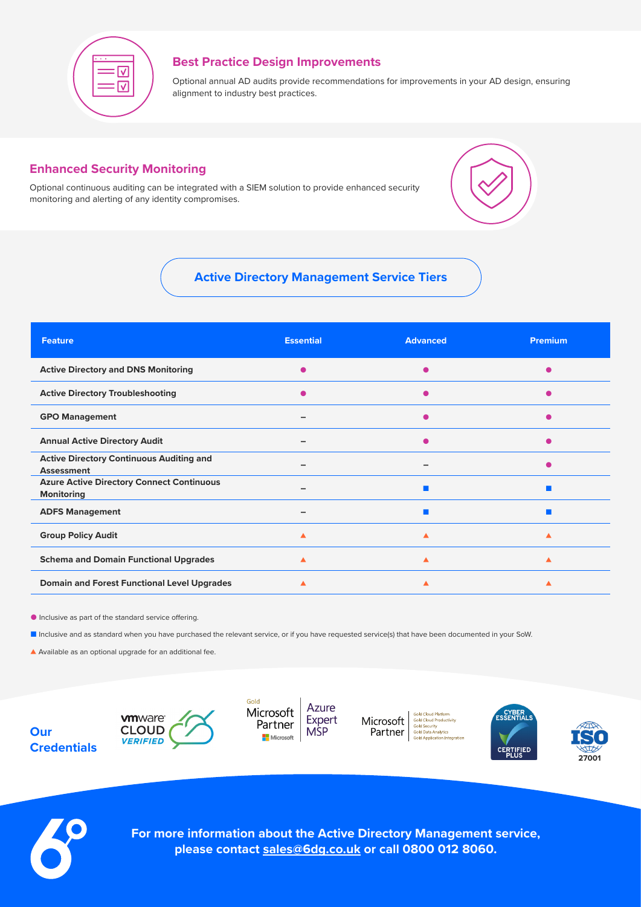### Best Practice Design Improvements

Optional annual AD audits provide recommendations for improvements in your AD design, ensuring alignment to industry best practices.

### Enhanced Security Monitoring

Optional continuous auditing can be integrated with a SIEM solution to provide enhanced security monitoring and alerting of any identity compromises.

## Active Directory Management Service Tiers

| Feature | Essential | Advanced | Premium |
|---|---|---|---|
| **Active Directory and DNS Monitoring** | ● | ● | ● |
| **Active Directory Troubleshooting** | ● | ● | ● |
| **GPO Management** | – | ● | ● |
| **Annual Active Directory Audit** | – | ● | ● |
| **Active Directory Continuous Auditing and Assessment** | – | – | ● |
| **Azure Active Directory Connect Continuous Monitoring** | – | ■ | ■ |
| **ADFS Management** | – | ■ | ■ |
| **Group Policy Audit** | ▲ | ▲ | ▲ |
| **Schema and Domain Functional Upgrades** | ▲ | ▲ | ▲ |
| **Domain and Forest Functional Level Upgrades** | ▲ | ▲ | ▲ |

● Inclusive as part of the standard service offering.

■ Inclusive and as standard when you have purchased the relevant service, or if you have requested service(s) that have been documented in your SoW.

▲ Available as an optional upgrade for an additional fee.

**Our Credentials**

vmware CLOUD VERIFIED

Gold Microsoft Partner Microsoft | Azure Expert MSP

Microsoft Partner | Gold Cloud Platform, Gold Cloud Productivity, Gold Security, Gold Data Analytics, Gold Application Integration

CYBER ESSENTIALS CERTIFIED PLUS

ISO 27001

**For more information about the Active Directory Management service, please contact sales@6dg.co.uk or call 0800 012 8060.**